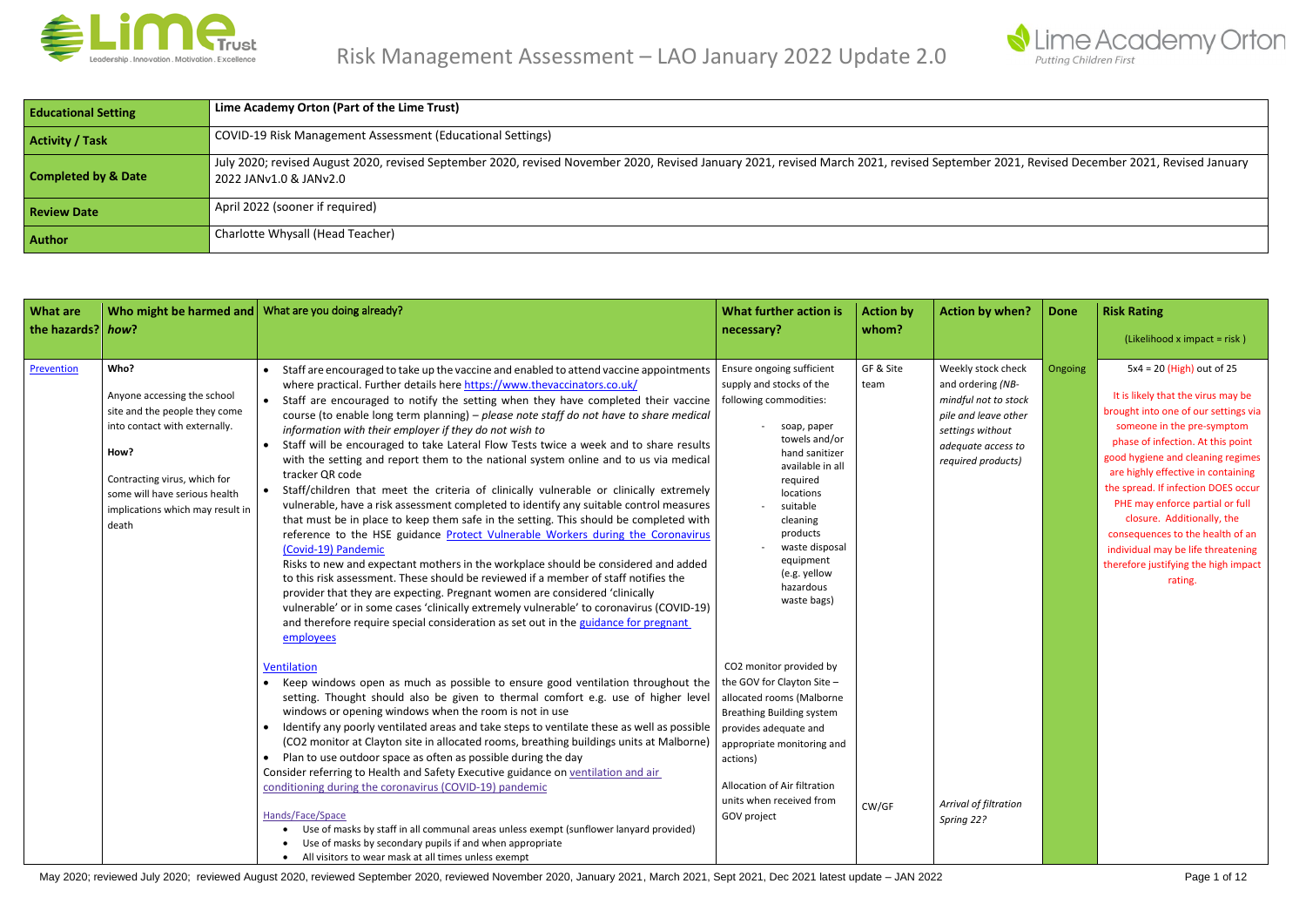# Risk Management Assessment – LAO January 2022 Update 2.0

| | |
|---|---|
| **Educational Setting** | **Lime Academy Orton (Part of the Lime Trust)** |
| **Activity / Task** | COVID-19 Risk Management Assessment (Educational Settings) |
| **Completed by & Date** | July 2020; revised August 2020, revised September 2020, revised November 2020, Revised January 2021, revised March 2021, revised September 2021, Revised December 2021, Revised January 2022 JANv1.0 & JANv2.0 |
| **Review Date** | April 2022 (sooner if required) |
| **Author** | Charlotte Whysall (Head Teacher) |

| What are the hazards? | Who might be harmed and *how?* | What are you doing already? | What further action is necessary? | Action by whom? | Action by when? | Done | Risk Rating (Likelihood x impact = risk) |
|---|---|---|---|---|---|---|---|
| Prevention | **Who?**<br><br>Anyone accessing the school site and the people they come into contact with externally.<br><br>**How?**<br><br>Contracting virus, which for some will have serious health implications which may result in death | • Staff are encouraged to take up the vaccine and enabled to attend vaccine appointments where practical. Further details here https://www.thevaccinators.co.uk/<br>• Staff are encouraged to notify the setting when they have completed their vaccine course (to enable long term planning) – *please note staff do not have to share medical information with their employer if they do not wish to*<br>• Staff will be encouraged to take Lateral Flow Tests twice a week and to share results with the setting and report them to the national system online and to us via medical tracker QR code<br>• Staff/children that meet the criteria of clinically vulnerable or clinically extremely vulnerable, have a risk assessment completed to identify any suitable control measures that must be in place to keep them safe in the setting. This should be completed with reference to the HSE guidance Protect Vulnerable Workers during the Coronavirus (Covid-19) Pandemic<br>Risks to new and expectant mothers in the workplace should be considered and added to this risk assessment. These should be reviewed if a member of staff notifies the provider that they are expecting. Pregnant women are considered 'clinically vulnerable' or in some cases 'clinically extremely vulnerable' to coronavirus (COVID-19) and therefore require special consideration as set out in the guidance for pregnant employees<br><br>Ventilation<br>• Keep windows open as much as possible to ensure good ventilation throughout the setting. Thought should also be given to thermal comfort e.g. use of higher level windows or opening windows when the room is not in use<br>• Identify any poorly ventilated areas and take steps to ventilate these as well as possible (CO2 monitor at Clayton site in allocated rooms, breathing buildings units at Malborne)<br>• Plan to use outdoor space as often as possible during the day<br>Consider referring to Health and Safety Executive guidance on ventilation and air conditioning during the coronavirus (COVID-19) pandemic<br><br>Hands/Face/Space<br>• Use of masks by staff in all communal areas unless exempt (sunflower lanyard provided)<br>• Use of masks by secondary pupils if and when appropriate<br>• All visitors to wear mask at all times unless exempt | Ensure ongoing sufficient supply and stocks of the following commodities:<br>- soap, paper towels and/or hand sanitizer available in all required locations<br>- suitable cleaning products<br>- waste disposal equipment (e.g. yellow hazardous waste bags)<br><br>CO2 monitor provided by the GOV for Clayton Site – allocated rooms (Malborne Breathing Building system provides adequate and appropriate monitoring and actions)<br><br>Allocation of Air filtration units when received from GOV project | GF & Site team<br><br><br><br><br><br><br>CW/GF | Weekly stock check and ordering *(NB- mindful not to stock pile and leave other settings without adequate access to required products)*<br><br><br><br><br><br>*Arrival of filtration Spring 22?* | Ongoing | 5x4 = 20 (High) out of 25<br><br>It is likely that the virus may be brought into one of our settings via someone in the pre-symptom phase of infection. At this point good hygiene and cleaning regimes are highly effective in containing the spread. If infection DOES occur PHE may enforce partial or full closure. Additionally, the consequences to the health of an individual may be life threatening therefore justifying the high impact rating. |

May 2020; reviewed July 2020; reviewed August 2020, reviewed September 2020, reviewed November 2020, January 2021, March 2021, Sept 2021, Dec 2021 latest update – JAN 2022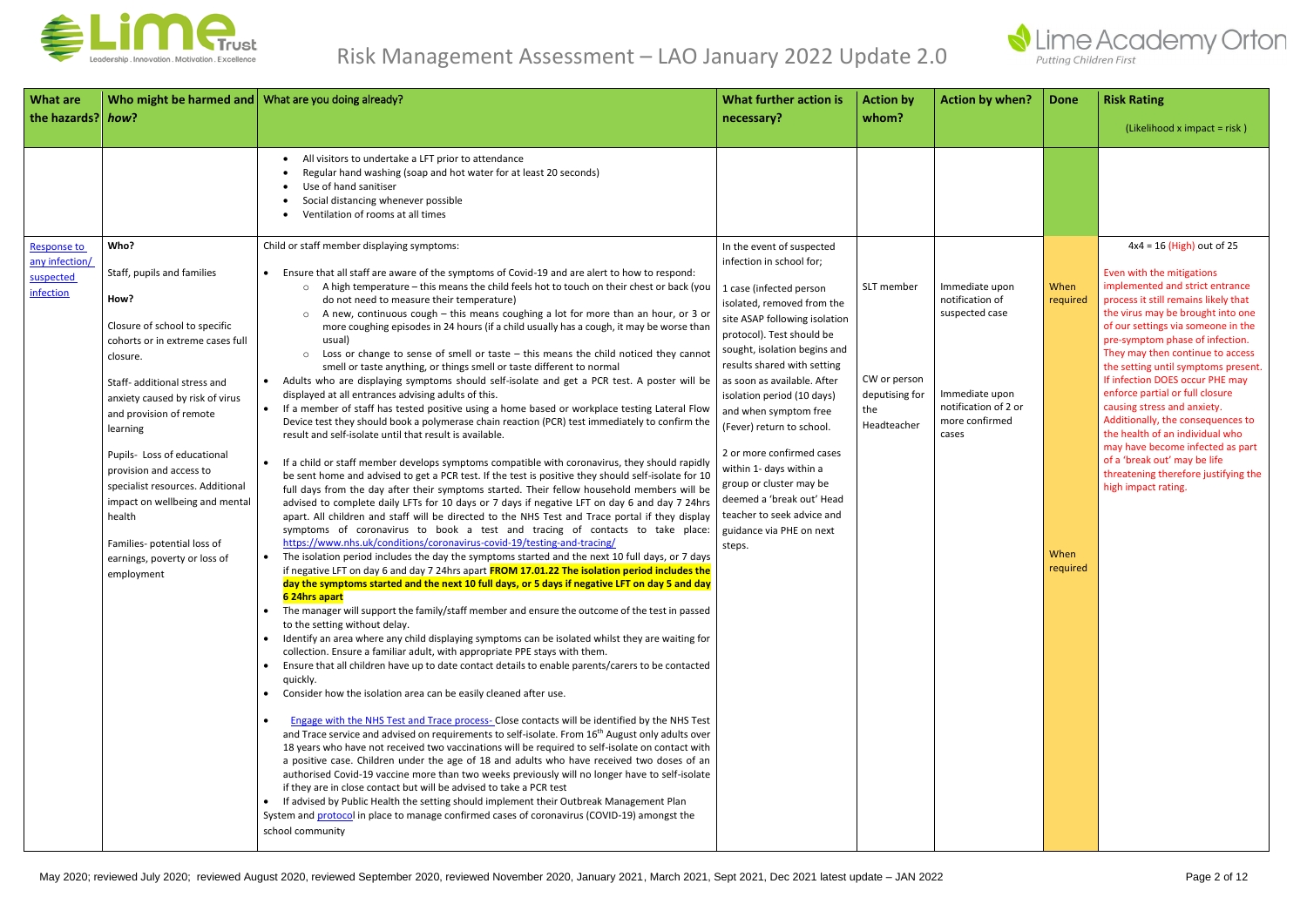# Risk Management Assessment – LAO January 2022 Update 2.0

| What are the hazards? | Who might be harmed and *how*? | What are you doing already? | What further action is necessary? | Action by whom? | Action by when? | Done | Risk Rating (Likelihood x impact = risk ) |
|---|---|---|---|---|---|---|---|
| | | <ul><li>All visitors to undertake a LFT prior to attendance</li><li>Regular hand washing (soap and hot water for at least 20 seconds)</li><li>Use of hand sanitiser</li><li>Social distancing whenever possible</li><li>Ventilation of rooms at all times</li></ul> | | | | | |
| Response to any infection/ suspected infection | **Who?**<br><br>Staff, pupils and families<br><br>**How?**<br><br>Closure of school to specific cohorts or in extreme cases full closure.<br><br>Staff- additional stress and anxiety caused by risk of virus and provision of remote learning<br><br>Pupils- Loss of educational provision and access to specialist resources. Additional impact on wellbeing and mental health<br><br>Families- potential loss of earnings, poverty or loss of employment | Child or staff member displaying symptoms:<br><ul><li>Ensure that all staff are aware of the symptoms of Covid-19 and are alert to how to respond:<ul><li>A high temperature – this means the child feels hot to touch on their chest or back (you do not need to measure their temperature)</li><li>A new, continuous cough – this means coughing a lot for more than an hour, or 3 or more coughing episodes in 24 hours (if a child usually has a cough, it may be worse than usual)</li><li>Loss or change to sense of smell or taste – this means the child noticed they cannot smell or taste anything, or things smell or taste different to normal</li></ul></li><li>Adults who are displaying symptoms should self-isolate and get a PCR test. A poster will be displayed at all entrances advising adults of this.</li><li>If a member of staff has tested positive using a home based or workplace testing Lateral Flow Device test they should book a polymerase chain reaction (PCR) test immediately to confirm the result and self-isolate until that result is available.</li><li>If a child or staff member develops symptoms compatible with coronavirus, they should rapidly be sent home and advised to get a PCR test. If the test is positive they should self-isolate for 10 full days from the day after their symptoms started. Their fellow household members will be advised to complete daily LFTs for 10 days or 7 days if negative LFT on day 6 and day 7 24hrs apart. All children and staff will be directed to the NHS Test and Trace portal if they display symptoms of coronavirus to book a test and tracing of contacts to take place: https://www.nhs.uk/conditions/coronavirus-covid-19/testing-and-tracing/</li><li>The isolation period includes the day the symptoms started and the next 10 full days, or 7 days if negative LFT on day 6 and day 7 24hrs apart **FROM 17.01.22 The isolation period includes the day the symptoms started and the next 10 full days, or 5 days if negative LFT on day 5 and day 6 24hrs apart**</li><li>The manager will support the family/staff member and ensure the outcome of the test in passed to the setting without delay.</li><li>Identify an area where any child displaying symptoms can be isolated whilst they are waiting for collection. Ensure a familiar adult, with appropriate PPE stays with them.</li><li>Ensure that all children have up to date contact details to enable parents/carers to be contacted quickly.</li><li>Consider how the isolation area can be easily cleaned after use.</li><li>Engage with the NHS Test and Trace process- Close contacts will be identified by the NHS Test and Trace service and advised on requirements to self-isolate. From 16th August only adults over 18 years who have not received two vaccinations will be required to self-isolate on contact with a positive case. Children under the age of 18 and adults who have received two doses of an authorised Covid-19 vaccine more than two weeks previously will no longer have to self-isolate if they are in close contact but will be advised to take a PCR test</li><li>If advised by Public Health the setting should implement their Outbreak Management Plan</li></ul>System and protocol in place to manage confirmed cases of coronavirus (COVID-19) amongst the school community | In the event of suspected infection in school for;<br><br>1 case (infected person isolated, removed from the site ASAP following isolation protocol). Test should be sought, isolation begins and results shared with setting as soon as available. After isolation period (10 days) and when symptom free (Fever) return to school.<br><br>2 or more confirmed cases within 1- days within a group or cluster may be deemed a 'break out' Head teacher to seek advice and guidance via PHE on next steps. | SLT member<br><br>CW or person deputising for the Headteacher | Immediate upon notification of suspected case<br><br>Immediate upon notification of 2 or more confirmed cases | When required<br><br>When required | 4x4 = 16 (High) out of 25<br><br>Even with the mitigations implemented and strict entrance process it still remains likely that the virus may be brought into one of our settings via someone in the pre-symptom phase of infection. They may then continue to access the setting until symptoms present. If infection DOES occur PHE may enforce partial or full closure causing stress and anxiety. Additionally, the consequences to the health of an individual who may have become infected as part of a 'break out' may be life threatening therefore justifying the high impact rating. |

May 2020; reviewed July 2020; reviewed August 2020, reviewed September 2020, reviewed November 2020, January 2021, March 2021, Sept 2021, Dec 2021 latest update – JAN 2022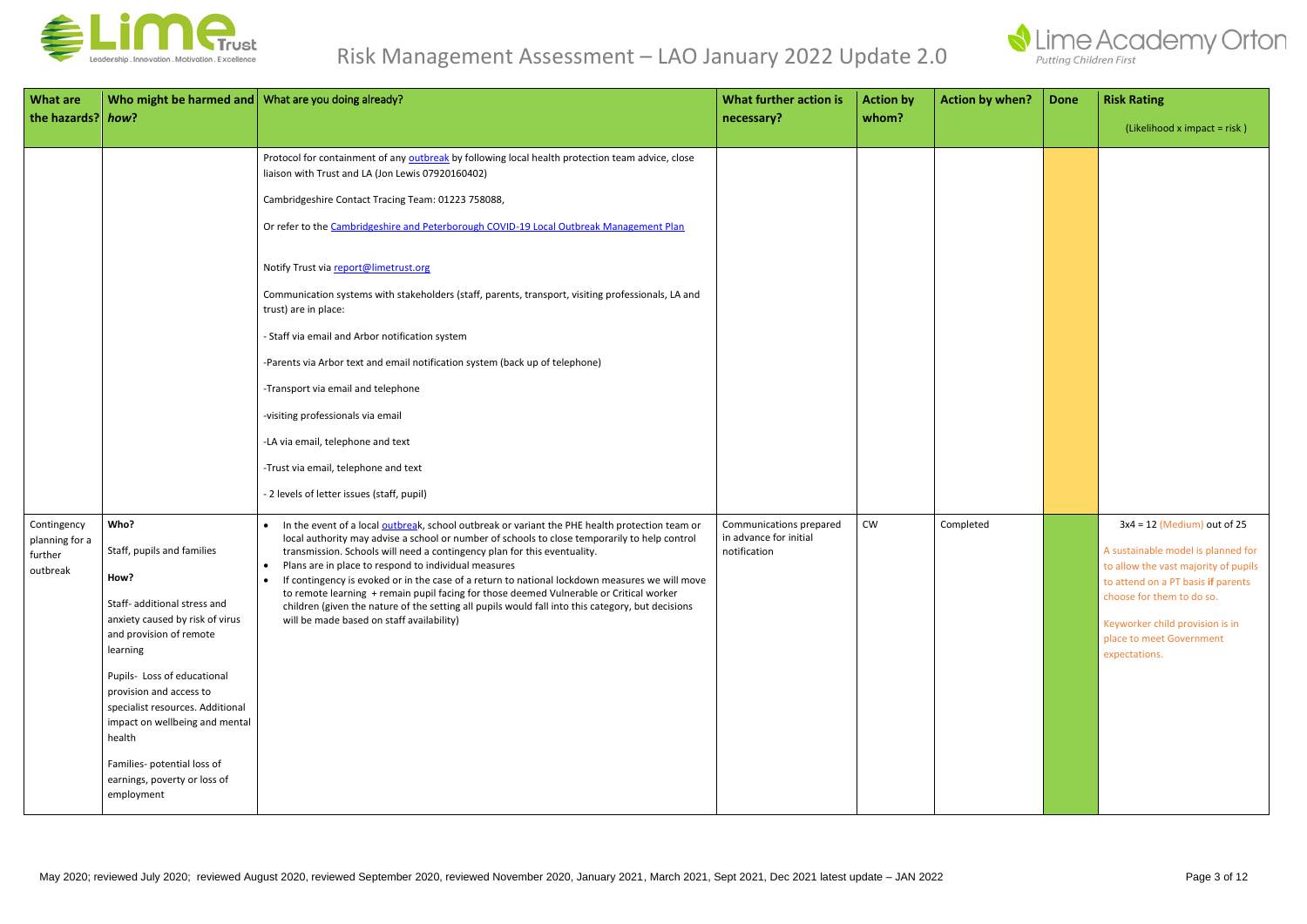| What are the hazards? | Who might be harmed and how? | What are you doing already? | What further action is necessary? | Action by whom? | Action by when? | Done | Risk Rating (Likelihood x impact = risk ) |
|---|---|---|---|---|---|---|---|
| | | Protocol for containment of any outbreak by following local health protection team advice, close liaison with Trust and LA (Jon Lewis 07920160402)<br><br>Cambridgeshire Contact Tracing Team: 01223 758088,<br><br>Or refer to the Cambridgeshire and Peterborough COVID-19 Local Outbreak Management Plan<br><br>Notify Trust via report@limetrust.org<br><br>Communication systems with stakeholders (staff, parents, transport, visiting professionals, LA and trust) are in place:<br><br>- Staff via email and Arbor notification system<br><br>-Parents via Arbor text and email notification system (back up of telephone)<br><br>-Transport via email and telephone<br><br>-visiting professionals via email<br><br>-LA via email, telephone and text<br><br>-Trust via email, telephone and text<br><br>- 2 levels of letter issues (staff, pupil) | | | | | |
| Contingency planning for a further outbreak | **Who?**<br><br>Staff, pupils and families<br><br>**How?**<br><br>Staff- additional stress and anxiety caused by risk of virus and provision of remote learning<br><br>Pupils- Loss of educational provision and access to specialist resources. Additional impact on wellbeing and mental health<br><br>Families- potential loss of earnings, poverty or loss of employment | • In the event of a local outbreak, school outbreak or variant the PHE health protection team or local authority may advise a school or number of schools to close temporarily to help control transmission. Schools will need a contingency plan for this eventuality.<br>• Plans are in place to respond to individual measures<br>• If contingency is evoked or in the case of a return to national lockdown measures we will move to remote learning + remain pupil facing for those deemed Vulnerable or Critical worker children (given the nature of the setting all pupils would fall into this category, but decisions will be made based on staff availability) | Communications prepared in advance for initial notification | CW | Completed | | 3x4 = 12 (Medium) out of 25<br><br>A sustainable model is planned for to allow the vast majority of pupils to attend on a PT basis if parents choose for them to do so.<br><br>Keyworker child provision is in place to meet Government expectations. |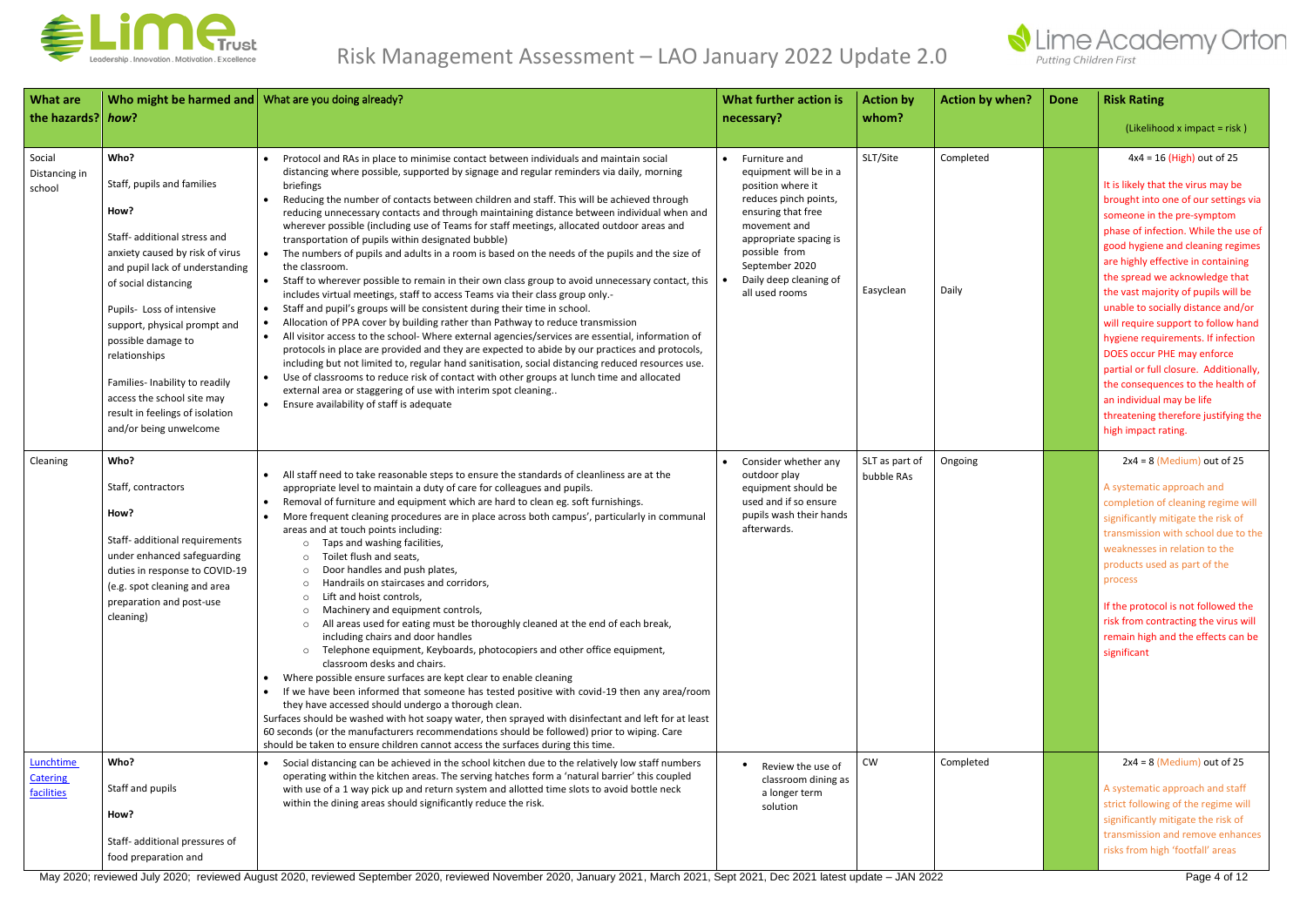# Risk Management Assessment – LAO January 2022 Update 2.0

| What are the hazards? | Who might be harmed and how? | What are you doing already? | What further action is necessary? | Action by whom? | Action by when? | Done | Risk Rating (Likelihood x impact = risk ) |
|---|---|---|---|---|---|---|---|
| Social Distancing in school | **Who?**<br><br>Staff, pupils and families<br><br>**How?**<br><br>Staff- additional stress and anxiety caused by risk of virus and pupil lack of understanding of social distancing<br><br>Pupils- Loss of intensive support, physical prompt and possible damage to relationships<br><br>Families- Inability to readily access the school site may result in feelings of isolation and/or being unwelcome | • Protocol and RAs in place to minimise contact between individuals and maintain social distancing where possible, supported by signage and regular reminders via daily, morning briefings<br>• Reducing the number of contacts between children and staff. This will be achieved through reducing unnecessary contacts and through maintaining distance between individual when and wherever possible (including use of Teams for staff meetings, allocated outdoor areas and transportation of pupils within designated bubble)<br>• The numbers of pupils and adults in a room is based on the needs of the pupils and the size of the classroom.<br>• Staff to wherever possible to remain in their own class group to avoid unnecessary contact, this includes virtual meetings, staff to access Teams via their class group only.-<br>• Staff and pupil's groups will be consistent during their time in school.<br>• Allocation of PPA cover by building rather than Pathway to reduce transmission<br>• All visitor access to the school- Where external agencies/services are essential, information of protocols in place are provided and they are expected to abide by our practices and protocols, including but not limited to, regular hand sanitisation, social distancing reduced resources use.<br>• Use of classrooms to reduce risk of contact with other groups at lunch time and allocated external area or staggering of use with interim spot cleaning..<br>• Ensure availability of staff is adequate | • Furniture and equipment will be in a position where it reduces pinch points, ensuring that free movement and appropriate spacing is possible from September 2020<br>• Daily deep cleaning of all used rooms | SLT/Site<br><br>Easyclean | Completed<br><br>Daily | | 4x4 = 16 (High) out of 25<br><br>It is likely that the virus may be brought into one of our settings via someone in the pre-symptom phase of infection. While the use of good hygiene and cleaning regimes are highly effective in containing the spread we acknowledge that the vast majority of pupils will be unable to socially distance and/or will require support to follow hand hygiene requirements. If infection DOES occur PHE may enforce partial or full closure. Additionally, the consequences to the health of an individual may be life threatening therefore justifying the high impact rating. |
| Cleaning | **Who?**<br><br>Staff, contractors<br><br>**How?**<br><br>Staff- additional requirements under enhanced safeguarding duties in response to COVID-19 (e.g. spot cleaning and area preparation and post-use cleaning) | • All staff need to take reasonable steps to ensure the standards of cleanliness are at the appropriate level to maintain a duty of care for colleagues and pupils.<br>• Removal of furniture and equipment which are hard to clean eg. soft furnishings.<br>• More frequent cleaning procedures are in place across both campus', particularly in communal areas and at touch points including:<br>  ○ Taps and washing facilities,<br>  ○ Toilet flush and seats,<br>  ○ Door handles and push plates,<br>  ○ Handrails on staircases and corridors,<br>  ○ Lift and hoist controls,<br>  ○ Machinery and equipment controls,<br>  ○ All areas used for eating must be thoroughly cleaned at the end of each break, including chairs and door handles<br>  ○ Telephone equipment, Keyboards, photocopiers and other office equipment, classroom desks and chairs.<br>• Where possible ensure surfaces are kept clear to enable cleaning<br>• If we have been informed that someone has tested positive with covid-19 then any area/room they have accessed should undergo a thorough clean.<br>Surfaces should be washed with hot soapy water, then sprayed with disinfectant and left for at least 60 seconds (or the manufacturers recommendations should be followed) prior to wiping. Care should be taken to ensure children cannot access the surfaces during this time. | • Consider whether any outdoor play equipment should be used and if so ensure pupils wash their hands afterwards. | SLT as part of bubble RAs | Ongoing | | 2x4 = 8 (Medium) out of 25<br><br>A systematic approach and completion of cleaning regime will significantly mitigate the risk of transmission with school due to the weaknesses in relation to the products used as part of the process<br><br>If the protocol is not followed the risk from contracting the virus will remain high and the effects can be significant |
| Lunchtime Catering facilities | **Who?**<br><br>Staff and pupils<br><br>**How?**<br><br>Staff- additional pressures of food preparation and | • Social distancing can be achieved in the school kitchen due to the relatively low staff numbers operating within the kitchen areas. The serving hatches form a 'natural barrier' this coupled with use of a 1 way pick up and return system and allotted time slots to avoid bottle neck within the dining areas should significantly reduce the risk. | • Review the use of classroom dining as a longer term solution | CW | Completed | | 2x4 = 8 (Medium) out of 25<br><br>A systematic approach and staff strict following of the regime will significantly mitigate the risk of transmission and remove enhances risks from high 'footfall' areas |

May 2020; reviewed July 2020; reviewed August 2020, reviewed September 2020, reviewed November 2020, January 2021, March 2021, Sept 2021, Dec 2021 latest update – JAN 2022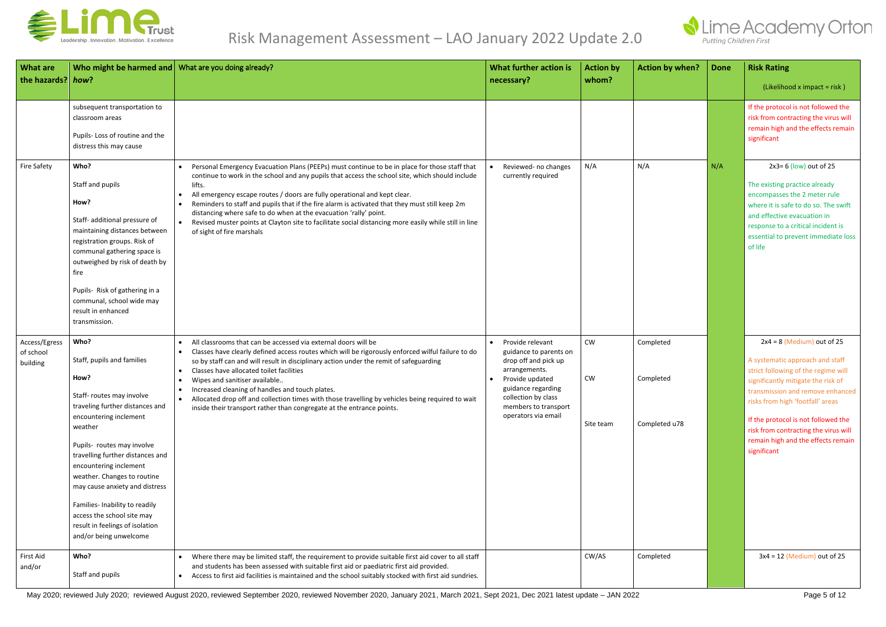# Risk Management Assessment – LAO January 2022 Update 2.0

| What are the hazards? | Who might be harmed and *how*? | What are you doing already? | What further action is necessary? | Action by whom? | Action by when? | Done | Risk Rating (Likelihood x impact = risk ) |
|---|---|---|---|---|---|---|---|
| | subsequent transportation to classroom areas<br><br>Pupils- Loss of routine and the distress this may cause | | | | | | If the protocol is not followed the risk from contracting the virus will remain high and the effects remain significant |
| Fire Safety | **Who?**<br><br>Staff and pupils<br><br>**How?**<br><br>Staff- additional pressure of maintaining distances between registration groups. Risk of communal gathering space is outweighed by risk of death by fire<br><br>Pupils- Risk of gathering in a communal, school wide may result in enhanced transmission. | • Personal Emergency Evacuation Plans (PEEPs) must continue to be in place for those staff that continue to work in the school and any pupils that access the school site, which should include lifts.<br>• All emergency escape routes / doors are fully operational and kept clear.<br>• Reminders to staff and pupils that if the fire alarm is activated that they must still keep 2m distancing where safe to do when at the evacuation 'rally' point.<br>• Revised muster points at Clayton site to facilitate social distancing more easily while still in line of sight of fire marshals | • Reviewed- no changes currently required | N/A | N/A | N/A | 2x3= 6 (low) out of 25<br><br>The existing practice already encompasses the 2 meter rule where it is safe to do so. The swift and effective evacuation in response to a critical incident is essential to prevent immediate loss of life |
| Access/Egress of school building | **Who?**<br><br>Staff, pupils and families<br><br>**How?**<br><br>Staff- routes may involve traveling further distances and encountering inclement weather<br><br>Pupils- routes may involve travelling further distances and encountering inclement weather. Changes to routine may cause anxiety and distress<br><br>Families- Inability to readily access the school site may result in feelings of isolation and/or being unwelcome | • All classrooms that can be accessed via external doors will be<br>• Classes have clearly defined access routes which will be rigorously enforced wilful failure to do so by staff can and will result in disciplinary action under the remit of safeguarding<br>• Classes have allocated toilet facilities<br>• Wipes and sanitiser available..<br>• Increased cleaning of handles and touch plates.<br>• Allocated drop off and collection times with those travelling by vehicles being required to wait inside their transport rather than congregate at the entrance points. | • Provide relevant guidance to parents on drop off and pick up arrangements.<br>• Provide updated guidance regarding collection by class members to transport operators via email | CW<br><br>CW<br><br>Site team | Completed<br><br>Completed<br><br>Completed u78 | | 2x4 = 8 (Medium) out of 25<br><br>A systematic approach and staff strict following of the regime will significantly mitigate the risk of transmission and remove enhanced risks from high 'footfall' areas<br><br>If the protocol is not followed the risk from contracting the virus will remain high and the effects remain significant |
| First Aid and/or | **Who?**<br><br>Staff and pupils | • Where there may be limited staff, the requirement to provide suitable first aid cover to all staff and students has been assessed with suitable first aid or paediatric first aid provided.<br>• Access to first aid facilities is maintained and the school suitably stocked with first aid sundries. | | CW/AS | Completed | | 3x4 = 12 (Medium) out of 25 |

May 2020; reviewed July 2020; reviewed August 2020, reviewed September 2020, reviewed November 2020, January 2021, March 2021, Sept 2021, Dec 2021 latest update – JAN 2022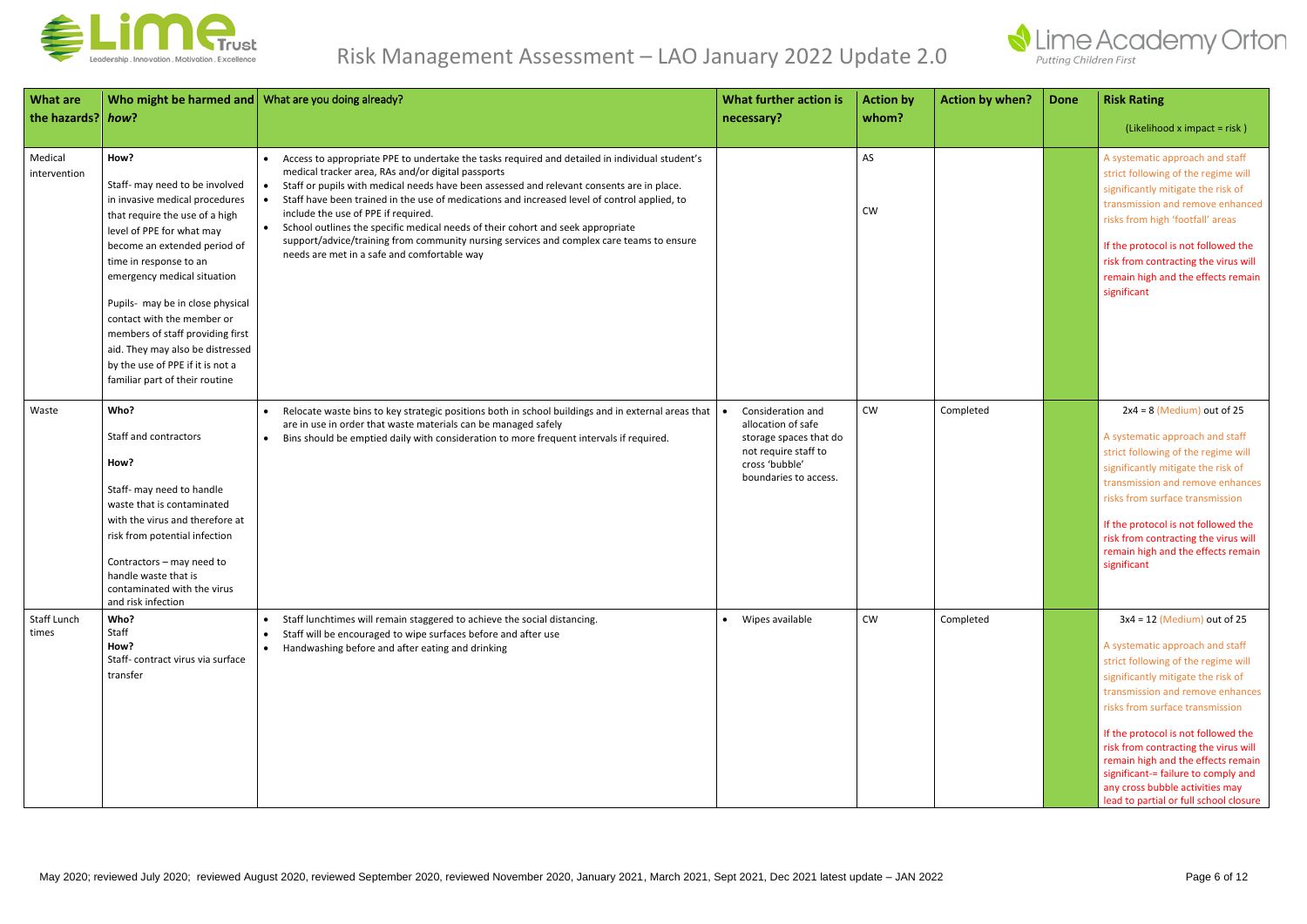# Risk Management Assessment – LAO January 2022 Update 2.0

| What are the hazards? | Who might be harmed and *how*? | What are you doing already? | What further action is necessary? | Action by whom? | Action by when? | Done | Risk Rating<br>(Likelihood x impact = risk ) |
|---|---|---|---|---|---|---|---|
| Medical intervention | **How?**<br><br>Staff- may need to be involved in invasive medical procedures that require the use of a high level of PPE for what may become an extended period of time in response to an emergency medical situation<br><br>Pupils- may be in close physical contact with the member or members of staff providing first aid. They may also be distressed by the use of PPE if it is not a familiar part of their routine | • Access to appropriate PPE to undertake the tasks required and detailed in individual student's medical tracker area, RAs and/or digital passports<br>• Staff or pupils with medical needs have been assessed and relevant consents are in place.<br>• Staff have been trained in the use of medications and increased level of control applied, to include the use of PPE if required.<br>• School outlines the specific medical needs of their cohort and seek appropriate support/advice/training from community nursing services and complex care teams to ensure needs are met in a safe and comfortable way | | AS<br><br>CW | | | A systematic approach and staff strict following of the regime will significantly mitigate the risk of transmission and remove enhanced risks from high 'footfall' areas<br><br>If the protocol is not followed the risk from contracting the virus will remain high and the effects remain significant |
| Waste | **Who?**<br><br>Staff and contractors<br><br>**How?**<br><br>Staff- may need to handle waste that is contaminated with the virus and therefore at risk from potential infection<br><br>Contractors – may need to handle waste that is contaminated with the virus and risk infection | • Relocate waste bins to key strategic positions both in school buildings and in external areas that are in use in order that waste materials can be managed safely<br>• Bins should be emptied daily with consideration to more frequent intervals if required. | • Consideration and allocation of safe storage spaces that do not require staff to cross 'bubble' boundaries to access. | CW | Completed | | 2x4 = 8 (Medium) out of 25<br><br>A systematic approach and staff strict following of the regime will significantly mitigate the risk of transmission and remove enhances risks from surface transmission<br><br>If the protocol is not followed the risk from contracting the virus will remain high and the effects remain significant |
| Staff Lunch times | **Who?**<br>Staff<br>**How?**<br>Staff- contract virus via surface transfer | • Staff lunchtimes will remain staggered to achieve the social distancing.<br>• Staff will be encouraged to wipe surfaces before and after use<br>• Handwashing before and after eating and drinking | • Wipes available | CW | Completed | | 3x4 = 12 (Medium) out of 25<br><br>A systematic approach and staff strict following of the regime will significantly mitigate the risk of transmission and remove enhances risks from surface transmission<br><br>If the protocol is not followed the risk from contracting the virus will remain high and the effects remain significant-= failure to comply and any cross bubble activities may lead to partial or full school closure |

May 2020; reviewed July 2020; reviewed August 2020, reviewed September 2020, reviewed November 2020, January 2021, March 2021, Sept 2021, Dec 2021 latest update – JAN 2022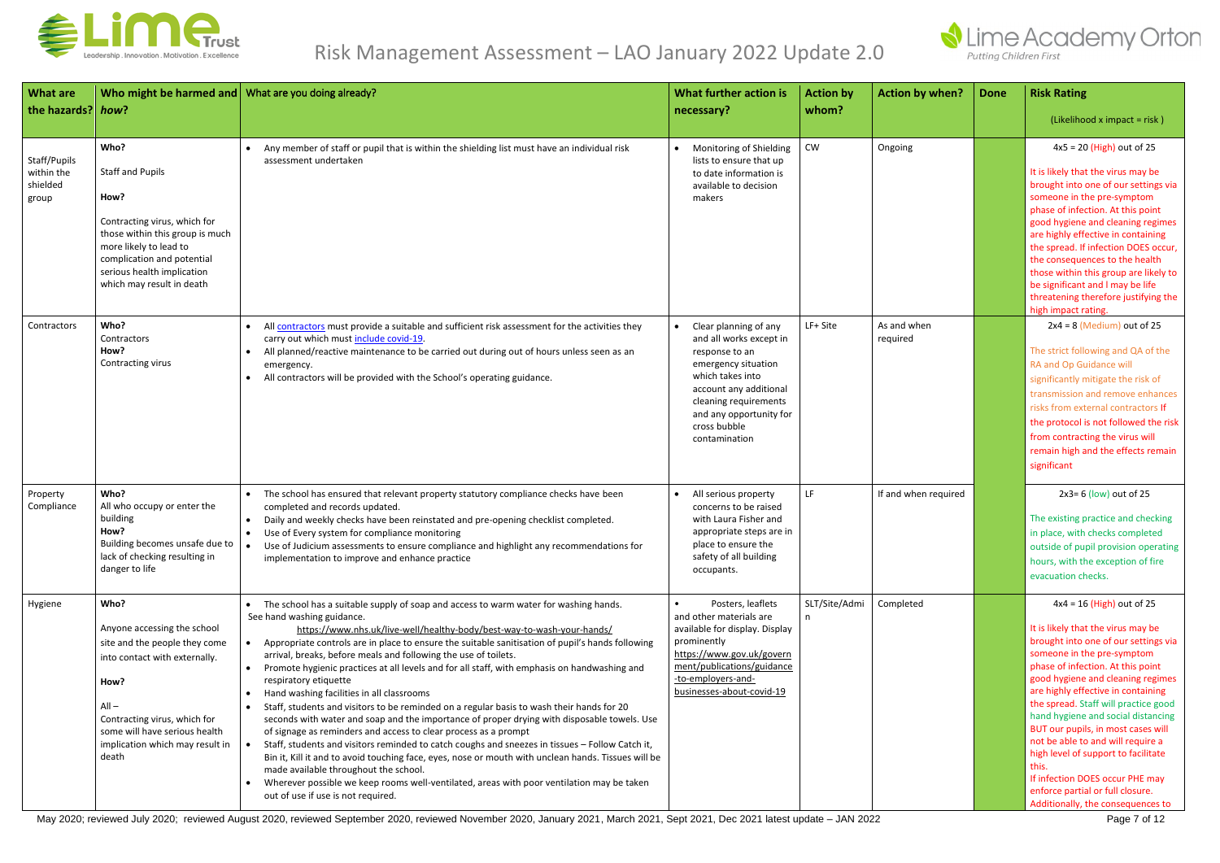# Risk Management Assessment – LAO January 2022 Update 2.0

| What are the hazards? | Who might be harmed and how? | What are you doing already? | What further action is necessary? | Action by whom? | Action by when? | Done | Risk Rating (Likelihood x impact = risk) |
|---|---|---|---|---|---|---|---|
| Staff/Pupils within the shielded group | **Who?** Staff and Pupils **How?** Contracting virus, which for those within this group is much more likely to lead to complication and potential serious health implication which may result in death | • Any member of staff or pupil that is within the shielding list must have an individual risk assessment undertaken | • Monitoring of Shielding lists to ensure that up to date information is available to decision makers | CW | Ongoing | | 4x5 = 20 (High) out of 25 It is likely that the virus may be brought into one of our settings via someone in the pre-symptom phase of infection. At this point good hygiene and cleaning regimes are highly effective in containing the spread. If infection DOES occur, the consequences to the health those within this group are likely to be significant and I may be life threatening therefore justifying the high impact rating. |
| Contractors | **Who?** Contractors **How?** Contracting virus | • All contractors must provide a suitable and sufficient risk assessment for the activities they carry out which must include covid-19. • All planned/reactive maintenance to be carried out during out of hours unless seen as an emergency. • All contractors will be provided with the School's operating guidance. | • Clear planning of any and all works except in response to an emergency situation which takes into account any additional cleaning requirements and any opportunity for cross bubble contamination | LF+ Site | As and when required | | 2x4 = 8 (Medium) out of 25 The strict following and QA of the RA and Op Guidance will significantly mitigate the risk of transmission and remove enhances risks from external contractors If the protocol is not followed the risk from contracting the virus will remain high and the effects remain significant |
| Property Compliance | **Who?** All who occupy or enter the building **How?** Building becomes unsafe due to lack of checking resulting in danger to life | • The school has ensured that relevant property statutory compliance checks have been completed and records updated. • Daily and weekly checks have been reinstated and pre-opening checklist completed. • Use of Every system for compliance monitoring • Use of Judicium assessments to ensure compliance and highlight any recommendations for implementation to improve and enhance practice | • All serious property concerns to be raised with Laura Fisher and appropriate steps are in place to ensure the safety of all building occupants. | LF | If and when required | | 2x3= 6 (low) out of 25 The existing practice and checking in place, with checks completed outside of pupil provision operating hours, with the exception of fire evacuation checks. |
| Hygiene | **Who?** Anyone accessing the school site and the people they come into contact with externally. **How?** All – Contracting virus, which for some will have serious health implication which may result in death | • The school has a suitable supply of soap and access to warm water for washing hands. See hand washing guidance. https://www.nhs.uk/live-well/healthy-body/best-way-to-wash-your-hands/ • Appropriate controls are in place to ensure the suitable sanitisation of pupil's hands following arrival, breaks, before meals and following the use of toilets. • Promote hygienic practices at all levels and for all staff, with emphasis on handwashing and respiratory etiquette • Hand washing facilities in all classrooms • Staff, students and visitors to be reminded on a regular basis to wash their hands for 20 seconds with water and soap and the importance of proper drying with disposable towels. Use of signage as reminders and access to clear process as a prompt • Staff, students and visitors reminded to catch coughs and sneezes in tissues – Follow Catch it, Bin it, Kill it and to avoid touching face, eyes, nose or mouth with unclean hands. Tissues will be made available throughout the school. • Wherever possible we keep rooms well-ventilated, areas with poor ventilation may be taken out of use if use is not required. | • Posters, leaflets and other materials are available for display. Display prominently https://www.gov.uk/government/publications/guidance-to-employers-and-businesses-about-covid-19 | SLT/Site/Admin | Completed | | 4x4 = 16 (High) out of 25 It is likely that the virus may be brought into one of our settings via someone in the pre-symptom phase of infection. At this point good hygiene and cleaning regimes are highly effective in containing the spread. Staff will practice good hand hygiene and social distancing BUT our pupils, in most cases will not be able to and will require a high level of support to facilitate this. If infection DOES occur PHE may enforce partial or full closure. Additionally, the consequences to |

May 2020; reviewed July 2020; reviewed August 2020, reviewed September 2020, reviewed November 2020, January 2021, March 2021, Sept 2021, Dec 2021 latest update – JAN 2022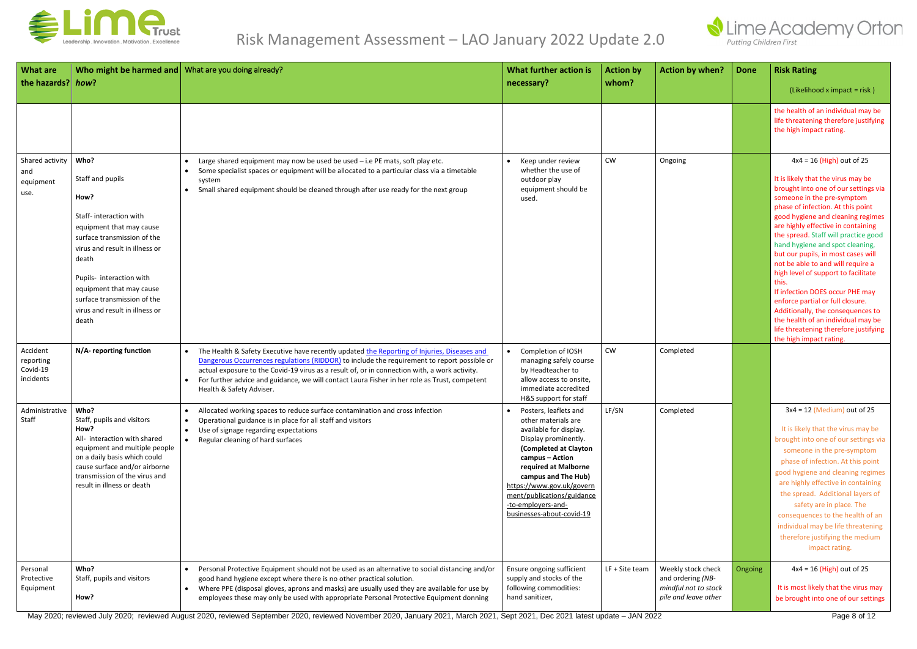# Risk Management Assessment – LAO January 2022 Update 2.0

| What are the hazards? | Who might be harmed and how? | What are you doing already? | What further action is necessary? | Action by whom? | Action by when? | Done | Risk Rating (Likelihood x impact = risk) |
|---|---|---|---|---|---|---|---|
| | | | | | | | the health of an individual may be life threatening therefore justifying the high impact rating. |
| Shared activity and equipment use. | **Who?** Staff and pupils **How?** Staff- interaction with equipment that may cause surface transmission of the virus and result in illness or death Pupils- interaction with equipment that may cause surface transmission of the virus and result in illness or death | • Large shared equipment may now be used be used – i.e PE mats, soft play etc. • Some specialist spaces or equipment will be allocated to a particular class via a timetable system • Small shared equipment should be cleaned through after use ready for the next group | • Keep under review whether the use of outdoor play equipment should be used. | CW | Ongoing | | 4x4 = 16 (High) out of 25 It is likely that the virus may be brought into one of our settings via someone in the pre-symptom phase of infection. At this point good hygiene and cleaning regimes are highly effective in containing the spread. Staff will practice good hand hygiene and spot cleaning, but our pupils, in most cases will not be able to and will require a high level of support to facilitate this. If infection DOES occur PHE may enforce partial or full closure. Additionally, the consequences to the health of an individual may be life threatening therefore justifying the high impact rating. |
| Accident reporting Covid-19 incidents | **N/A- reporting function** | • The Health & Safety Executive have recently updated the Reporting of Injuries, Diseases and Dangerous Occurrences regulations (RIDDOR) to include the requirement to report possible or actual exposure to the Covid-19 virus as a result of, or in connection with, a work activity. • For further advice and guidance, we will contact Laura Fisher in her role as Trust, competent Health & Safety Adviser. | • Completion of IOSH managing safely course by Headteacher to allow access to onsite, immediate accredited H&S support for staff | CW | Completed | | |
| Administrative Staff | **Who?** Staff, pupils and visitors **How?** All- interaction with shared equipment and multiple people on a daily basis which could cause surface and/or airborne transmission of the virus and result in illness or death | • Allocated working spaces to reduce surface contamination and cross infection • Operational guidance is in place for all staff and visitors • Use of signage regarding expectations • Regular cleaning of hard surfaces | • Posters, leaflets and other materials are available for display. Display prominently. **(Completed at Clayton campus – Action required at Malborne campus and The Hub)** https://www.gov.uk/government/publications/guidance-to-employers-and-businesses-about-covid-19 | LF/SN | Completed | | 3x4 = 12 (Medium) out of 25 It is likely that the virus may be brought into one of our settings via someone in the pre-symptom phase of infection. At this point good hygiene and cleaning regimes are highly effective in containing the spread. Additional layers of safety are in place. The consequences to the health of an individual may be life threatening therefore justifying the medium impact rating. |
| Personal Protective Equipment | **Who?** Staff, pupils and visitors **How?** | • Personal Protective Equipment should not be used as an alternative to social distancing and/or good hand hygiene except where there is no other practical solution. • Where PPE (disposal gloves, aprons and masks) are usually used they are available for use by employees these may only be used with appropriate Personal Protective Equipment donning | Ensure ongoing sufficient supply and stocks of the following commodities: hand sanitizer, | LF + Site team | Weekly stock check and ordering (*NB- mindful not to stock pile and leave other* | Ongoing | 4x4 = 16 (High) out of 25 It is most likely that the virus may be brought into one of our settings |

May 2020; reviewed July 2020; reviewed August 2020, reviewed September 2020, reviewed November 2020, January 2021, March 2021, Sept 2021, Dec 2021 latest update – JAN 2022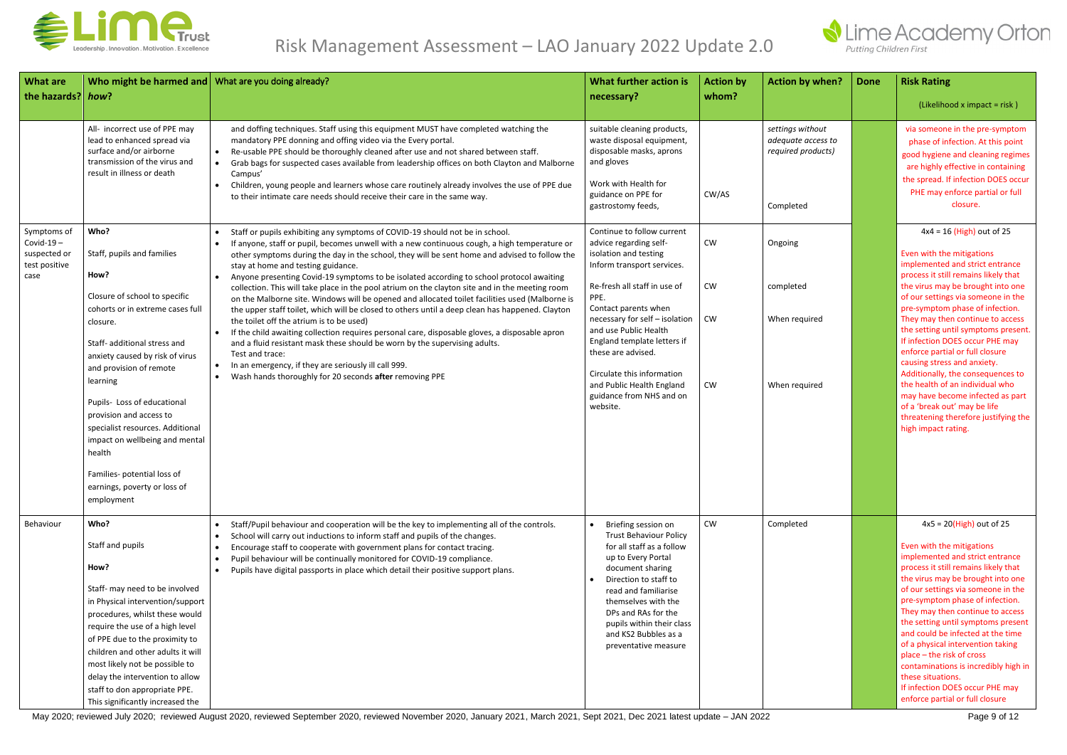# Risk Management Assessment – LAO January 2022 Update 2.0

| What are the hazards? | Who might be harmed and how? | What are you doing already? | What further action is necessary? | Action by whom? | Action by when? | Done | Risk Rating (Likelihood x impact = risk) |
|---|---|---|---|---|---|---|---|
| | All- incorrect use of PPE may lead to enhanced spread via surface and/or airborne transmission of the virus and result in illness or death | and doffing techniques. Staff using this equipment MUST have completed watching the mandatory PPE donning and offing video via the Every portal.<br>• Re-usable PPE should be thoroughly cleaned after use and not shared between staff.<br>• Grab bags for suspected cases available from leadership offices on both Clayton and Malborne Campus'<br>• Children, young people and learners whose care routinely already involves the use of PPE due to their intimate care needs should receive their care in the same way. | suitable cleaning products, waste disposal equipment, disposable masks, aprons and gloves<br><br>Work with Health for guidance on PPE for gastrostomy feeds, | CW/AS | *settings without adequate access to required products)*<br><br>Completed | | via someone in the pre-symptom phase of infection. At this point good hygiene and cleaning regimes are highly effective in containing the spread. If infection DOES occur PHE may enforce partial or full closure. |
| Symptoms of Covid-19 – suspected or test positive case | **Who?**<br><br>Staff, pupils and families<br><br>**How?**<br><br>Closure of school to specific cohorts or in extreme cases full closure.<br><br>Staff- additional stress and anxiety caused by risk of virus and provision of remote learning<br><br>Pupils- Loss of educational provision and access to specialist resources. Additional impact on wellbeing and mental health<br><br>Families- potential loss of earnings, poverty or loss of employment | • Staff or pupils exhibiting any symptoms of COVID-19 should not be in school.<br>• If anyone, staff or pupil, becomes unwell with a new continuous cough, a high temperature or other symptoms during the day in the school, they will be sent home and advised to follow the stay at home and testing guidance.<br>• Anyone presenting Covid-19 symptoms to be isolated according to school protocol awaiting collection. This will take place in the pool atrium on the clayton site and in the meeting room on the Malborne site. Windows will be opened and allocated toilet facilities used (Malborne is the upper staff toilet, which will be closed to others until a deep clean has happened. Clayton the toilet off the atrium is to be used)<br>• If the child awaiting collection requires personal care, disposable gloves, a disposable apron and a fluid resistant mask these should be worn by the supervising adults.<br>Test and trace:<br>• In an emergency, if they are seriously ill call 999.<br>• Wash hands thoroughly for 20 seconds **after** removing PPE | Continue to follow current advice regarding self-isolation and testing<br>Inform transport services.<br><br>Re-fresh all staff in use of PPE.<br>Contact parents when necessary for self – isolation and use Public Health England template letters if these are advised.<br><br>Circulate this information and Public Health England guidance from NHS and on website. | CW<br><br>CW<br><br>CW<br><br>CW | Ongoing<br><br>completed<br><br>When required<br><br>When required | | 4x4 = 16 (High) out of 25<br><br>Even with the mitigations implemented and strict entrance process it still remains likely that the virus may be brought into one of our settings via someone in the pre-symptom phase of infection. They may then continue to access the setting until symptoms present. If infection DOES occur PHE may enforce partial or full closure causing stress and anxiety. Additionally, the consequences to the health of an individual who may have become infected as part of a 'break out' may be life threatening therefore justifying the high impact rating. |
| Behaviour | **Who?**<br><br>Staff and pupils<br><br>**How?**<br><br>Staff- may need to be involved in Physical intervention/support procedures, whilst these would require the use of a high level of PPE due to the proximity to children and other adults it will most likely not be possible to delay the intervention to allow staff to don appropriate PPE. This significantly increased the | • Staff/Pupil behaviour and cooperation will be the key to implementing all of the controls.<br>• School will carry out inductions to inform staff and pupils of the changes.<br>• Encourage staff to cooperate with government plans for contact tracing.<br>• Pupil behaviour will be continually monitored for COVID-19 compliance.<br>• Pupils have digital passports in place which detail their positive support plans. | • Briefing session on Trust Behaviour Policy for all staff as a follow up to Every Portal document sharing<br>• Direction to staff to read and familiarise themselves with the DPs and RAs for the pupils within their class and KS2 Bubbles as a preventative measure | CW | Completed | | 4x5 = 20(High) out of 25<br><br>Even with the mitigations implemented and strict entrance process it still remains likely that the virus may be brought into one of our settings via someone in the pre-symptom phase of infection. They may then continue to access the setting until symptoms present and could be infected at the time of a physical intervention taking place – the risk of cross contaminations is incredibly high in these situations.<br>If infection DOES occur PHE may enforce partial or full closure |

May 2020; reviewed July 2020; reviewed August 2020, reviewed September 2020, reviewed November 2020, January 2021, March 2021, Sept 2021, Dec 2021 latest update – JAN 2022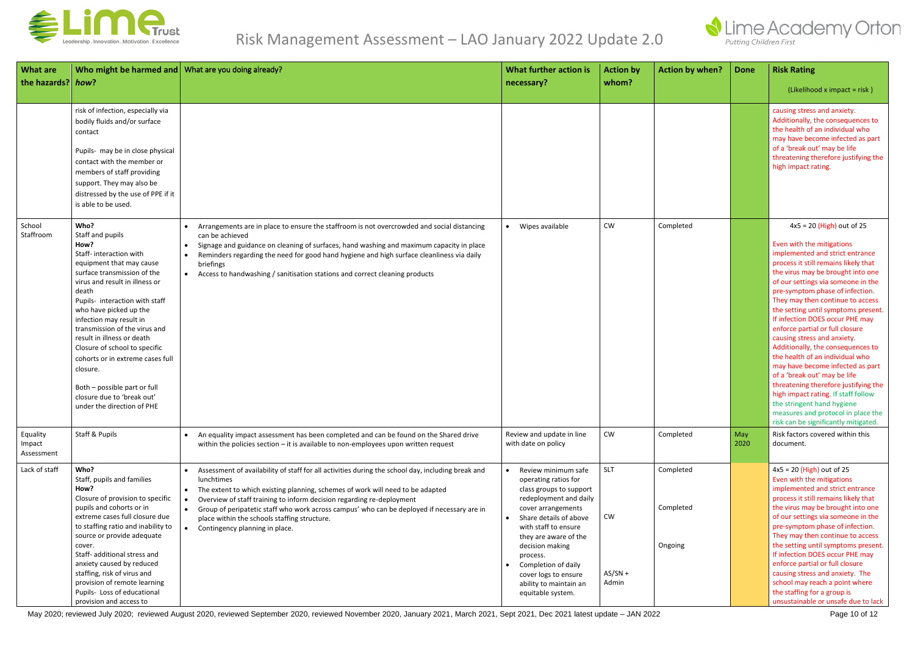# Risk Management Assessment – LAO January 2022 Update 2.0

| What are the hazards? | Who might be harmed and how? | What are you doing already? | What further action is necessary? | Action by whom? | Action by when? | Done | Risk Rating (Likelihood x impact = risk ) |
|---|---|---|---|---|---|---|---|
| | risk of infection, especially via bodily fluids and/or surface contact<br><br>Pupils- may be in close physical contact with the member or members of staff providing support. They may also be distressed by the use of PPE if it is able to be used. | | | | | | causing stress and anxiety. Additionally, the consequences to the health of an individual who may have become infected as part of a 'break out' may be life threatening therefore justifying the high impact rating. |
| School Staffroom | **Who?**<br>Staff and pupils<br>**How?**<br>Staff- interaction with equipment that may cause surface transmission of the virus and result in illness or death<br>Pupils- interaction with staff who have picked up the infection may result in transmission of the virus and result in illness or death<br>Closure of school to specific cohorts or in extreme cases full closure.<br><br>Both – possible part or full closure due to 'break out' under the direction of PHE | • Arrangements are in place to ensure the staffroom is not overcrowded and social distancing can be achieved<br>• Signage and guidance on cleaning of surfaces, hand washing and maximum capacity in place<br>• Reminders regarding the need for good hand hygiene and high surface cleanliness via daily briefings<br>• Access to handwashing / sanitisation stations and correct cleaning products | • Wipes available | CW | Completed | | 4x5 = 20 (High) out of 25<br><br>Even with the mitigations implemented and strict entrance process it still remains likely that the virus may be brought into one of our settings via someone in the pre-symptom phase of infection. They may then continue to access the setting until symptoms present. If infection DOES occur PHE may enforce partial or full closure causing stress and anxiety. Additionally, the consequences to the health of an individual who may have become infected as part of a 'break out' may be life threatening therefore justifying the high impact rating. If staff follow the stringent hand hygiene measures and protocol in place the risk can be significantly mitigated. |
| Equality Impact Assessment | Staff & Pupils | • An equality impact assessment has been completed and can be found on the Shared drive within the policies section – it is available to non-employees upon written request | Review and update in line with date on policy | CW | Completed | May 2020 | Risk factors covered within this document. |
| Lack of staff | **Who?**<br>Staff, pupils and families<br>**How?**<br>Closure of provision to specific pupils and cohorts or in extreme cases full closure due to staffing ratio and inability to source or provide adequate cover.<br>Staff- additional stress and anxiety caused by reduced staffing, risk of virus and provision of remote learning<br>Pupils- Loss of educational provision and access to | • Assessment of availability of staff for all activities during the school day, including break and lunchtimes<br>• The extent to which existing planning, schemes of work will need to be adapted<br>• Overview of staff training to inform decision regarding re-deployment<br>• Group of peripatetic staff who work across campus' who can be deployed if necessary are in place within the schools staffing structure.<br>• Contingency planning in place. | • Review minimum safe operating ratios for class groups to support redeployment and daily cover arrangements<br>• Share details of above with staff to ensure they are aware of the decision making process.<br>• Completion of daily cover logs to ensure ability to maintain an equitable system. | SLT<br><br>CW<br><br>AS/SN + Admin | Completed<br><br>Completed<br><br>Ongoing | | 4x5 = 20 (High) out of 25<br>Even with the mitigations implemented and strict entrance process it still remains likely that the virus may be brought into one of our settings via someone in the pre-symptom phase of infection. They may then continue to access the setting until symptoms present. If infection DOES occur PHE may enforce partial or full closure causing stress and anxiety. The school may reach a point where the staffing for a group is unsustainable or unsafe due to lack |

May 2020; reviewed July 2020; reviewed August 2020, reviewed September 2020, reviewed November 2020, January 2021, March 2021, Sept 2021, Dec 2021 latest update – JAN 2022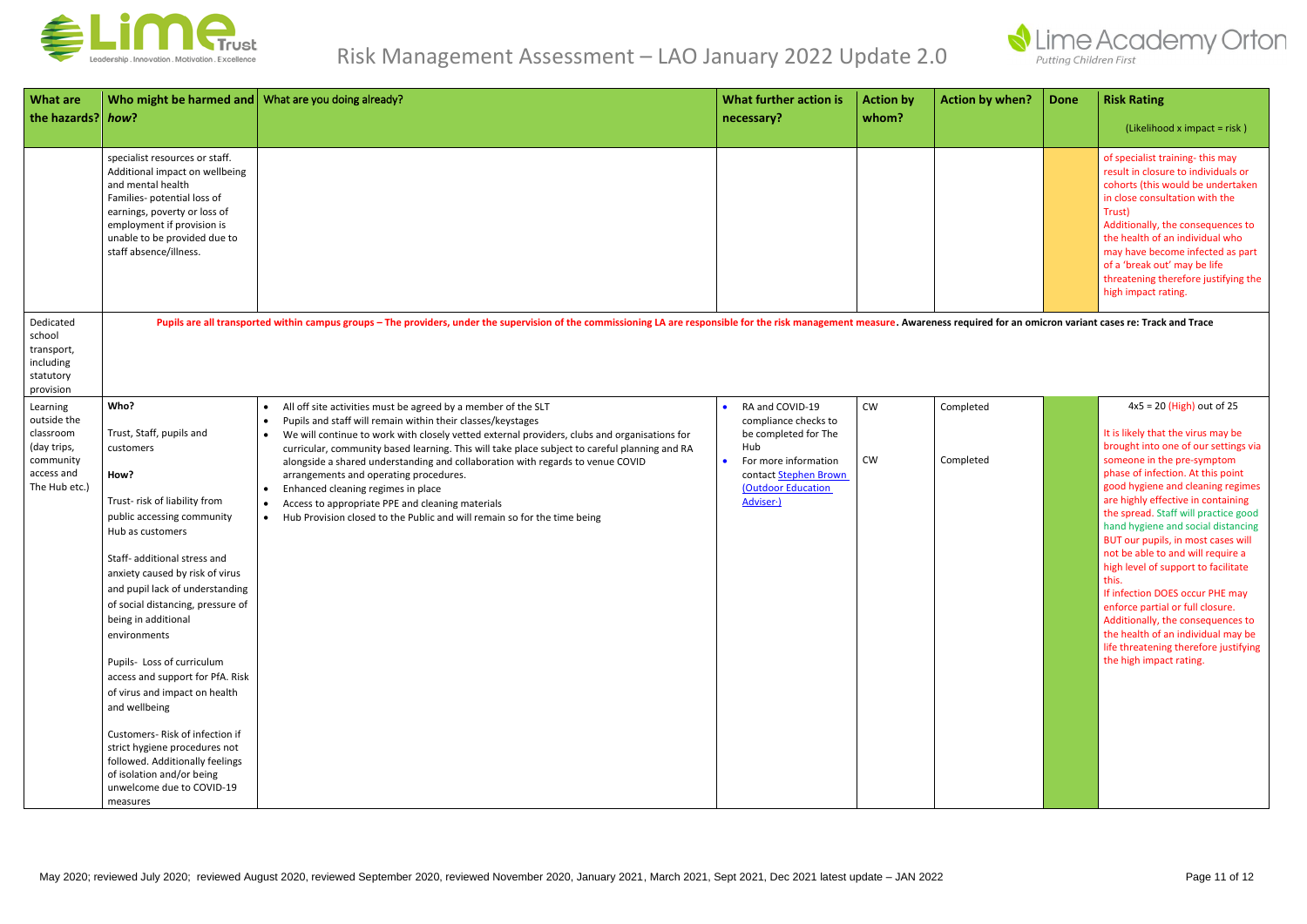# Risk Management Assessment – LAO January 2022 Update 2.0

| What are the hazards? | Who might be harmed and *how*? | What are you doing already? | What further action is necessary? | Action by whom? | Action by when? | Done | Risk Rating (Likelihood x impact = risk ) |
|---|---|---|---|---|---|---|---|
| | specialist resources or staff. Additional impact on wellbeing and mental health<br>Families- potential loss of earnings, poverty or loss of employment if provision is unable to be provided due to staff absence/illness. | | | | | | of specialist training- this may result in closure to individuals or cohorts (this would be undertaken in close consultation with the Trust)<br>Additionally, the consequences to the health of an individual who may have become infected as part of a 'break out' may be life threatening therefore justifying the high impact rating. |
| Dedicated school transport, including statutory provision | **Pupils are all transported within campus groups – The providers, under the supervision of the commissioning LA are responsible for the risk management measure. Awareness required for an omicron variant cases re: Track and Trace** | | | | | | |
| Learning outside the classroom (day trips, community access and The Hub etc.) | **Who?**<br><br>Trust, Staff, pupils and customers<br><br>**How?**<br><br>Trust- risk of liability from public accessing community Hub as customers<br><br>Staff- additional stress and anxiety caused by risk of virus and pupil lack of understanding of social distancing, pressure of being in additional environments<br><br>Pupils- Loss of curriculum access and support for PfA. Risk of virus and impact on health and wellbeing<br><br>Customers- Risk of infection if strict hygiene procedures not followed. Additionally feelings of isolation and/or being unwelcome due to COVID-19 measures | • All off site activities must be agreed by a member of the SLT<br>• Pupils and staff will remain within their classes/keystages<br>• We will continue to work with closely vetted external providers, clubs and organisations for curricular, community based learning. This will take place subject to careful planning and RA alongside a shared understanding and collaboration with regards to venue COVID arrangements and operating procedures.<br>• Enhanced cleaning regimes in place<br>• Access to appropriate PPE and cleaning materials<br>• Hub Provision closed to the Public and will remain so for the time being | • RA and COVID-19 compliance checks to be completed for The Hub<br>• For more information contact [Stephen Brown (Outdoor Education Adviser·)] | CW<br><br>CW | Completed<br><br>Completed | | 4x5 = 20 (High) out of 25<br><br>It is likely that the virus may be brought into one of our settings via someone in the pre-symptom phase of infection. At this point good hygiene and cleaning regimes are highly effective in containing the spread. Staff will practice good hand hygiene and social distancing BUT our pupils, in most cases will not be able to and will require a high level of support to facilitate this.<br>If infection DOES occur PHE may enforce partial or full closure.<br>Additionally, the consequences to the health of an individual may be life threatening therefore justifying the high impact rating. |

May 2020; reviewed July 2020; reviewed August 2020, reviewed September 2020, reviewed November 2020, January 2021, March 2021, Sept 2021, Dec 2021 latest update – JAN 2022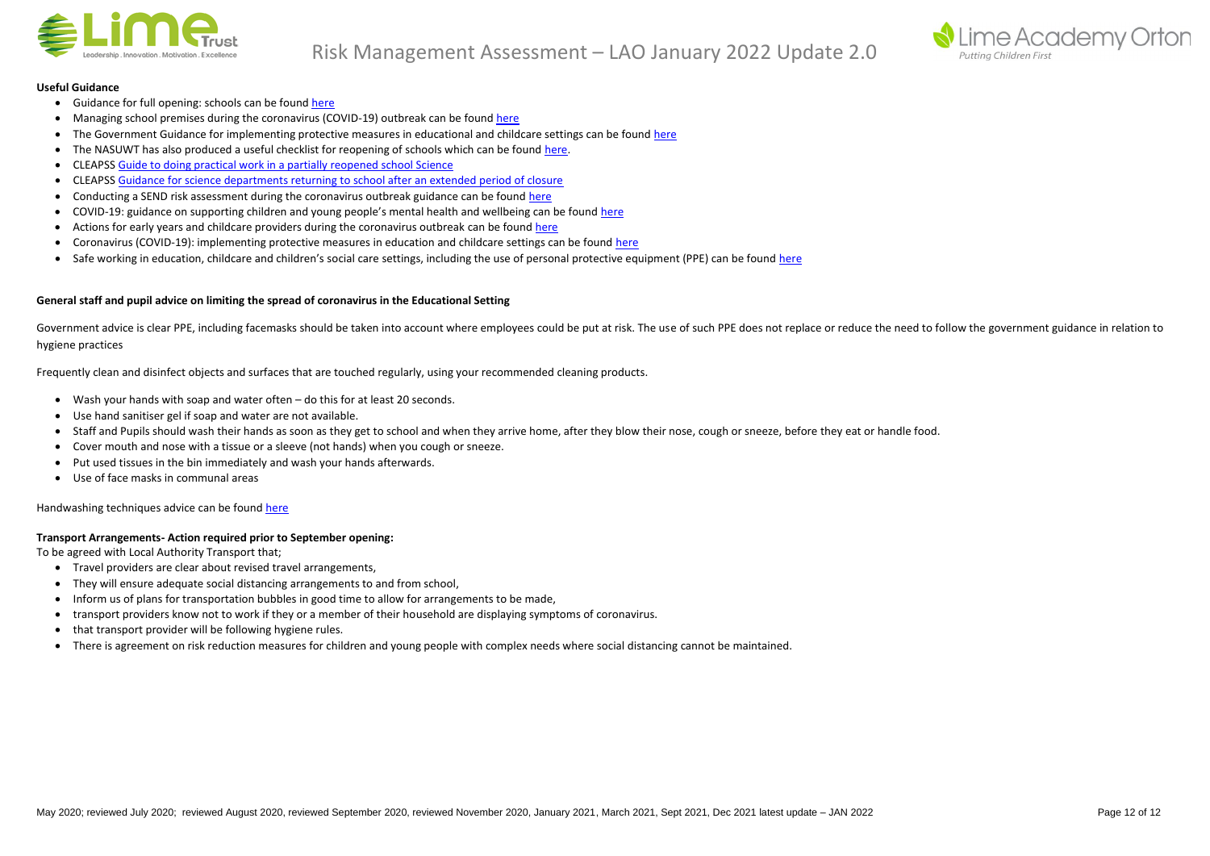**Useful Guidance**

- Guidance for full opening: schools can be found here
- Managing school premises during the coronavirus (COVID-19) outbreak can be found here
- The Government Guidance for implementing protective measures in educational and childcare settings can be found here
- The NASUWT has also produced a useful checklist for reopening of schools which can be found here.
- CLEAPSS Guide to doing practical work in a partially reopened school Science
- CLEAPSS Guidance for science departments returning to school after an extended period of closure
- Conducting a SEND risk assessment during the coronavirus outbreak guidance can be found here
- COVID-19: guidance on supporting children and young people's mental health and wellbeing can be found here
- Actions for early years and childcare providers during the coronavirus outbreak can be found here
- Coronavirus (COVID-19): implementing protective measures in education and childcare settings can be found here
- Safe working in education, childcare and children's social care settings, including the use of personal protective equipment (PPE) can be found here

**General staff and pupil advice on limiting the spread of coronavirus in the Educational Setting**

Government advice is clear PPE, including facemasks should be taken into account where employees could be put at risk. The use of such PPE does not replace or reduce the need to follow the government guidance in relation to hygiene practices

Frequently clean and disinfect objects and surfaces that are touched regularly, using your recommended cleaning products.

- Wash your hands with soap and water often – do this for at least 20 seconds.
- Use hand sanitiser gel if soap and water are not available.
- Staff and Pupils should wash their hands as soon as they get to school and when they arrive home, after they blow their nose, cough or sneeze, before they eat or handle food.
- Cover mouth and nose with a tissue or a sleeve (not hands) when you cough or sneeze.
- Put used tissues in the bin immediately and wash your hands afterwards.
- Use of face masks in communal areas

Handwashing techniques advice can be found here

**Transport Arrangements- Action required prior to September opening:**

To be agreed with Local Authority Transport that;

- Travel providers are clear about revised travel arrangements,
- They will ensure adequate social distancing arrangements to and from school,
- Inform us of plans for transportation bubbles in good time to allow for arrangements to be made,
- transport providers know not to work if they or a member of their household are displaying symptoms of coronavirus.
- that transport provider will be following hygiene rules.
- There is agreement on risk reduction measures for children and young people with complex needs where social distancing cannot be maintained.